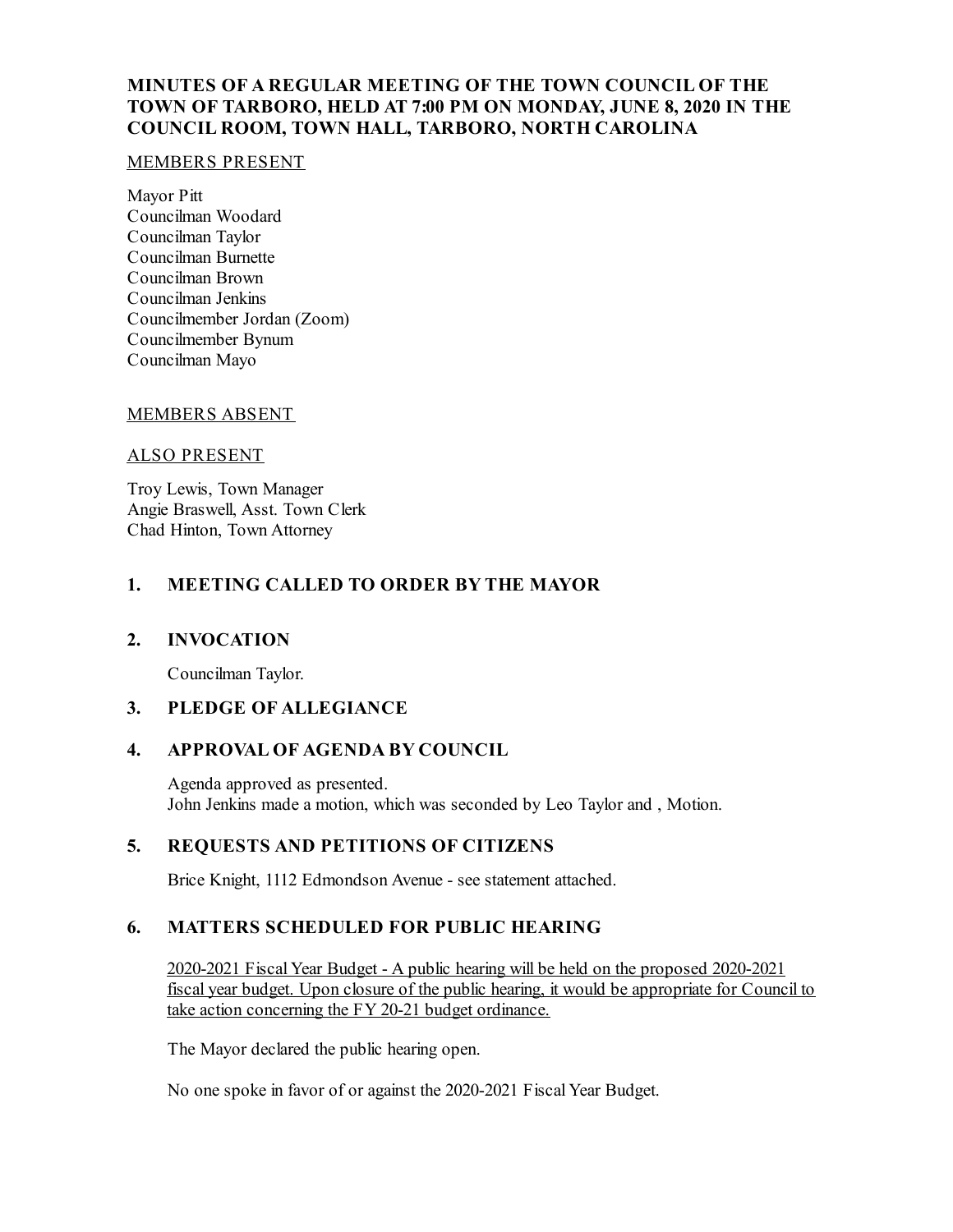# MINUTES OF A REGULAR MEETING OF THE TOWN COUNCIL OF THE TOWN OF TARBORO, HELD AT 7:00 PM ON MONDAY, JUNE 8, 2020 IN THE COUNCIL ROOM, TOWN HALL, TARBORO, NORTH CAROLINA

MEMBERS PRESENT

Mayor Pitt
Councilman Woodard
Councilman Taylor
Councilman Burnette
Councilman Brown
Councilman Jenkins
Councilmember Jordan (Zoom)
Councilmember Bynum
Councilman Mayo

MEMBERS ABSENT

ALSO PRESENT

Troy Lewis, Town Manager
Angie Braswell, Asst. Town Clerk
Chad Hinton, Town Attorney

## 1. MEETING CALLED TO ORDER BY THE MAYOR

## 2. INVOCATION

Councilman Taylor.

## 3. PLEDGE OF ALLEGIANCE

## 4. APPROVAL OF AGENDA BY COUNCIL

Agenda approved as presented.
John Jenkins made a motion, which was seconded by Leo Taylor and , Motion.

## 5. REQUESTS AND PETITIONS OF CITIZENS

Brice Knight, 1112 Edmondson Avenue - see statement attached.

## 6. MATTERS SCHEDULED FOR PUBLIC HEARING

2020-2021 Fiscal Year Budget - A public hearing will be held on the proposed 2020-2021 fiscal year budget. Upon closure of the public hearing, it would be appropriate for Council to take action concerning the FY 20-21 budget ordinance.

The Mayor declared the public hearing open.

No one spoke in favor of or against the 2020-2021 Fiscal Year Budget.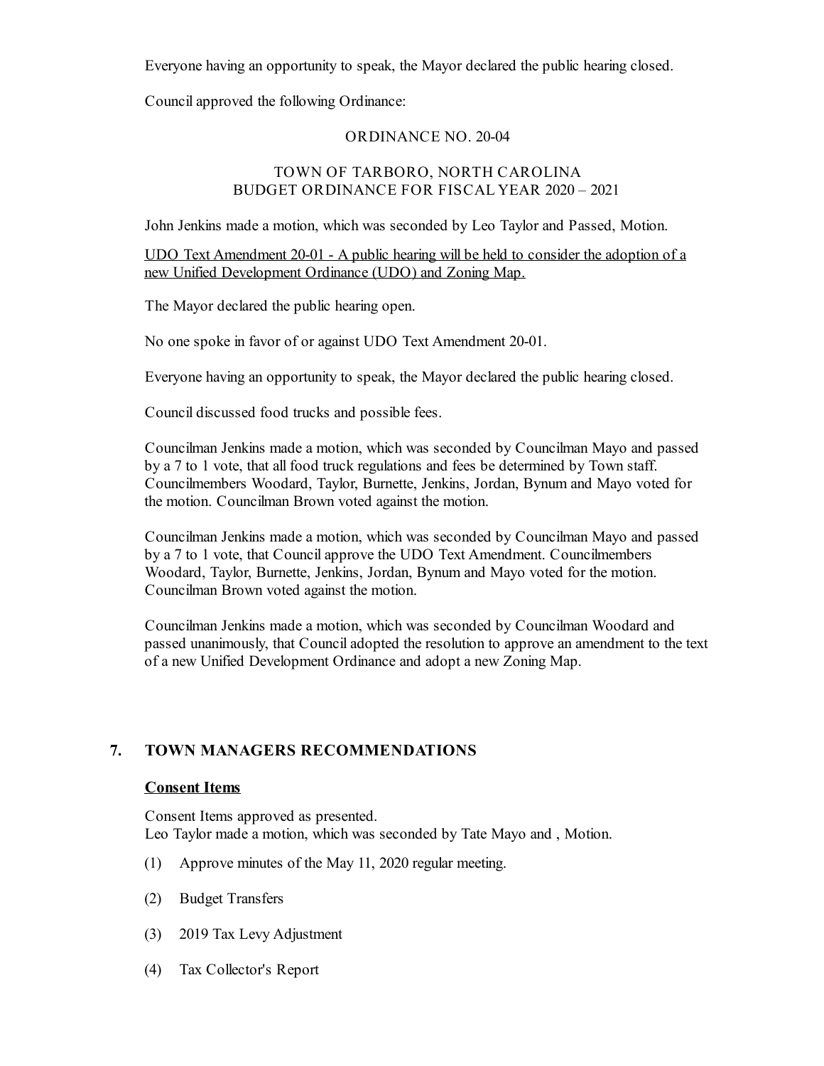Everyone having an opportunity to speak, the Mayor declared the public hearing closed.

Council approved the following Ordinance:

ORDINANCE NO. 20-04

TOWN OF TARBORO, NORTH CAROLINA
BUDGET ORDINANCE FOR FISCAL YEAR 2020 – 2021

John Jenkins made a motion, which was seconded by Leo Taylor and Passed, Motion.

<u>UDO Text Amendment 20-01 - A public hearing will be held to consider the adoption of a new Unified Development Ordinance (UDO) and Zoning Map.</u>

The Mayor declared the public hearing open.

No one spoke in favor of or against UDO Text Amendment 20-01.

Everyone having an opportunity to speak, the Mayor declared the public hearing closed.

Council discussed food trucks and possible fees.

Councilman Jenkins made a motion, which was seconded by Councilman Mayo and passed by a 7 to 1 vote, that all food truck regulations and fees be determined by Town staff. Councilmembers Woodard, Taylor, Burnette, Jenkins, Jordan, Bynum and Mayo voted for the motion. Councilman Brown voted against the motion.

Councilman Jenkins made a motion, which was seconded by Councilman Mayo and passed by a 7 to 1 vote, that Council approve the UDO Text Amendment. Councilmembers Woodard, Taylor, Burnette, Jenkins, Jordan, Bynum and Mayo voted for the motion. Councilman Brown voted against the motion.

Councilman Jenkins made a motion, which was seconded by Councilman Woodard and passed unanimously, that Council adopted the resolution to approve an amendment to the text of a new Unified Development Ordinance and adopt a new Zoning Map.

## 7. TOWN MANAGERS RECOMMENDATIONS

### <u>Consent Items</u>

Consent Items approved as presented.
Leo Taylor made a motion, which was seconded by Tate Mayo and , Motion.

(1) Approve minutes of the May 11, 2020 regular meeting.

(2) Budget Transfers

(3) 2019 Tax Levy Adjustment

(4) Tax Collector's Report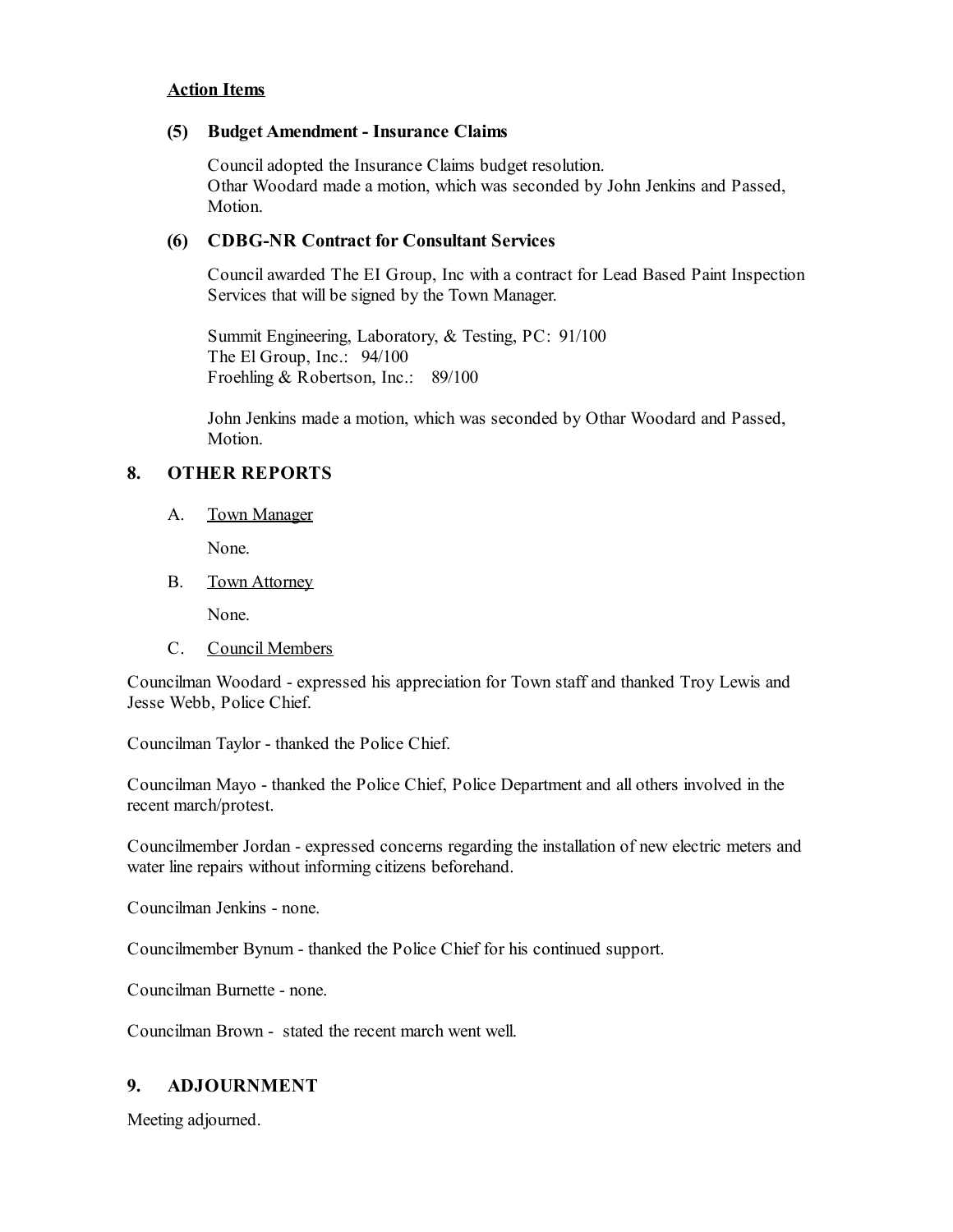**Action Items**

**(5) Budget Amendment - Insurance Claims**

Council adopted the Insurance Claims budget resolution.
Othar Woodard made a motion, which was seconded by John Jenkins and Passed, Motion.

**(6) CDBG-NR Contract for Consultant Services**

Council awarded The EI Group, Inc with a contract for Lead Based Paint Inspection Services that will be signed by the Town Manager.

Summit Engineering, Laboratory, & Testing, PC: 91/100
The El Group, Inc.: 94/100
Froehling & Robertson, Inc.: 89/100

John Jenkins made a motion, which was seconded by Othar Woodard and Passed, Motion.

## 8. OTHER REPORTS

A. Town Manager

None.

B. Town Attorney

None.

C. Council Members

Councilman Woodard - expressed his appreciation for Town staff and thanked Troy Lewis and Jesse Webb, Police Chief.

Councilman Taylor - thanked the Police Chief.

Councilman Mayo - thanked the Police Chief, Police Department and all others involved in the recent march/protest.

Councilmember Jordan - expressed concerns regarding the installation of new electric meters and water line repairs without informing citizens beforehand.

Councilman Jenkins - none.

Councilmember Bynum - thanked the Police Chief for his continued support.

Councilman Burnette - none.

Councilman Brown - stated the recent march went well.

## 9. ADJOURNMENT

Meeting adjourned.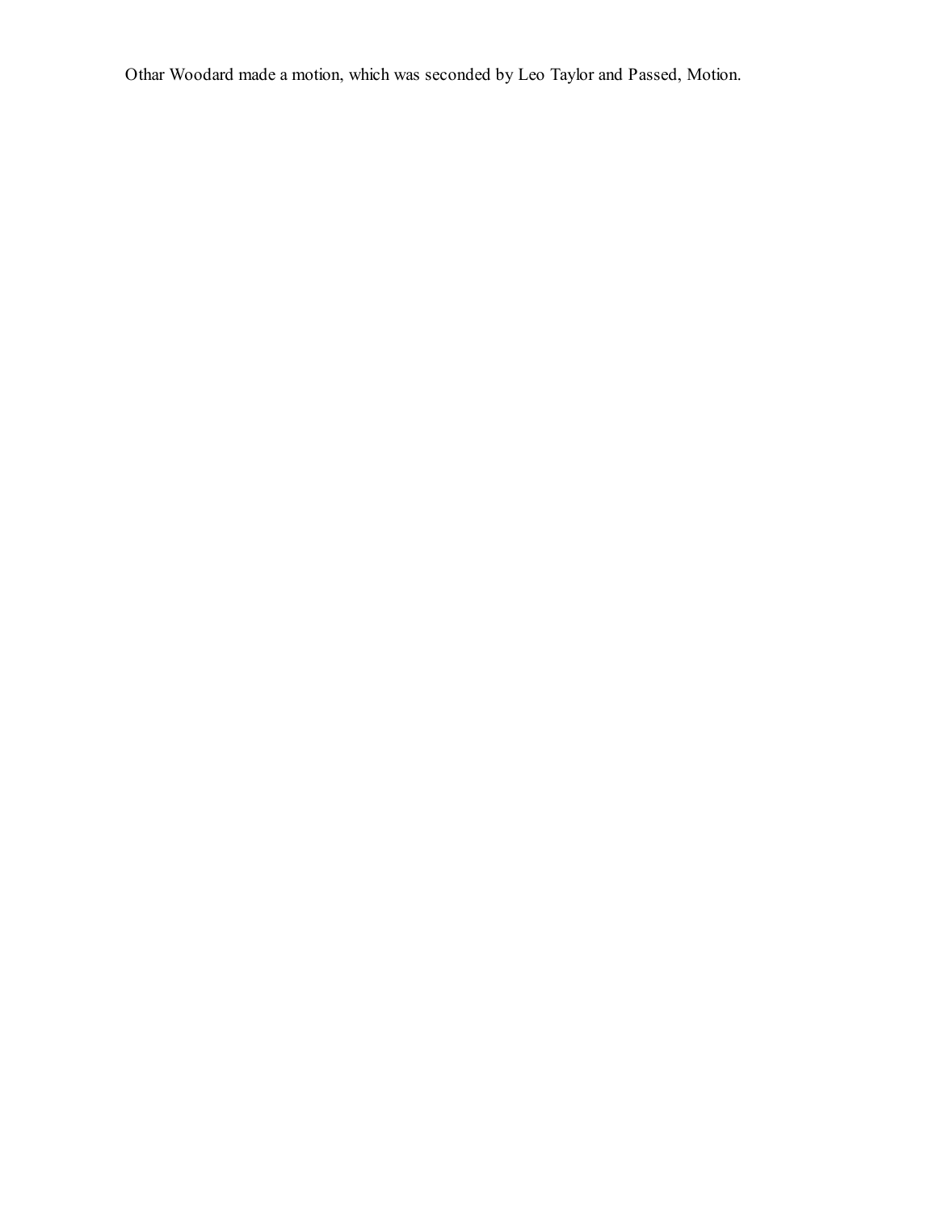Othar Woodard made a motion, which was seconded by Leo Taylor and Passed, Motion.